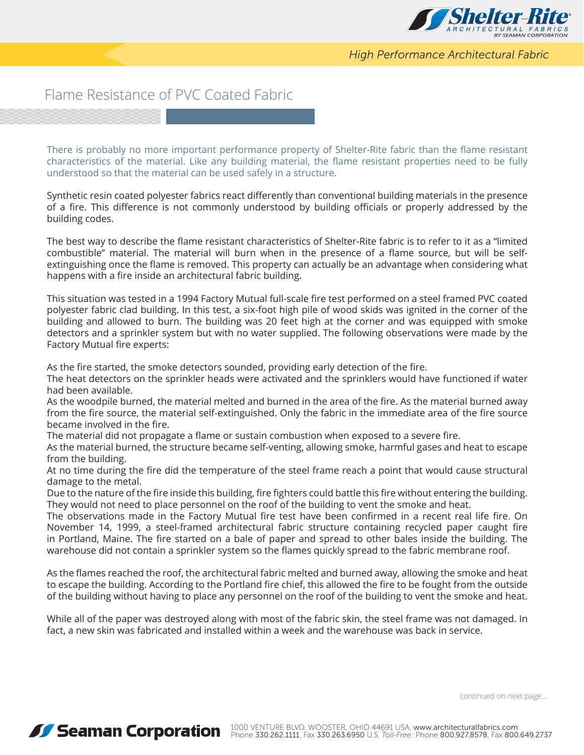# Flame Resistance of PVC Coated Fabric

There is probably no more important performance property of Shelter-Rite fabric than the flame resistant characteristics of the material. Like any building material, the flame resistant properties need to be fully understood so that the material can be used safely in a structure.

Synthetic resin coated polyester fabrics react differently than conventional building materials in the presence of a fire. This difference is not commonly understood by building officials or properly addressed by the building codes.

The best way to describe the flame resistant characteristics of Shelter-Rite fabric is to refer to it as a "limited combustible" material. The material will burn when in the presence of a flame source, but will be self-extinguishing once the flame is removed. This property can actually be an advantage when considering what happens with a fire inside an architectural fabric building.

This situation was tested in a 1994 Factory Mutual full-scale fire test performed on a steel framed PVC coated polyester fabric clad building. In this test, a six-foot high pile of wood skids was ignited in the corner of the building and allowed to burn. The building was 20 feet high at the corner and was equipped with smoke detectors and a sprinkler system but with no water supplied. The following observations were made by the Factory Mutual fire experts:

As the fire started, the smoke detectors sounded, providing early detection of the fire.
The heat detectors on the sprinkler heads were activated and the sprinklers would have functioned if water had been available.
As the woodpile burned, the material melted and burned in the area of the fire. As the material burned away from the fire source, the material self-extinguished. Only the fabric in the immediate area of the fire source became involved in the fire.
The material did not propagate a flame or sustain combustion when exposed to a severe fire.
As the material burned, the structure became self-venting, allowing smoke, harmful gases and heat to escape from the building.
At no time during the fire did the temperature of the steel frame reach a point that would cause structural damage to the metal.
Due to the nature of the fire inside this building, fire fighters could battle this fire without entering the building. They would not need to place personnel on the roof of the building to vent the smoke and heat.
The observations made in the Factory Mutual fire test have been confirmed in a recent real life fire. On November 14, 1999, a steel-framed architectural fabric structure containing recycled paper caught fire in Portland, Maine. The fire started on a bale of paper and spread to other bales inside the building. The warehouse did not contain a sprinkler system so the flames quickly spread to the fabric membrane roof.

As the flames reached the roof, the architectural fabric melted and burned away, allowing the smoke and heat to escape the building. According to the Portland fire chief, this allowed the fire to be fought from the outside of the building without having to place any personnel on the roof of the building to vent the smoke and heat.

While all of the paper was destroyed along with most of the fabric skin, the steel frame was not damaged. In fact, a new skin was fabricated and installed within a week and the warehouse was back in service.

continued on next page...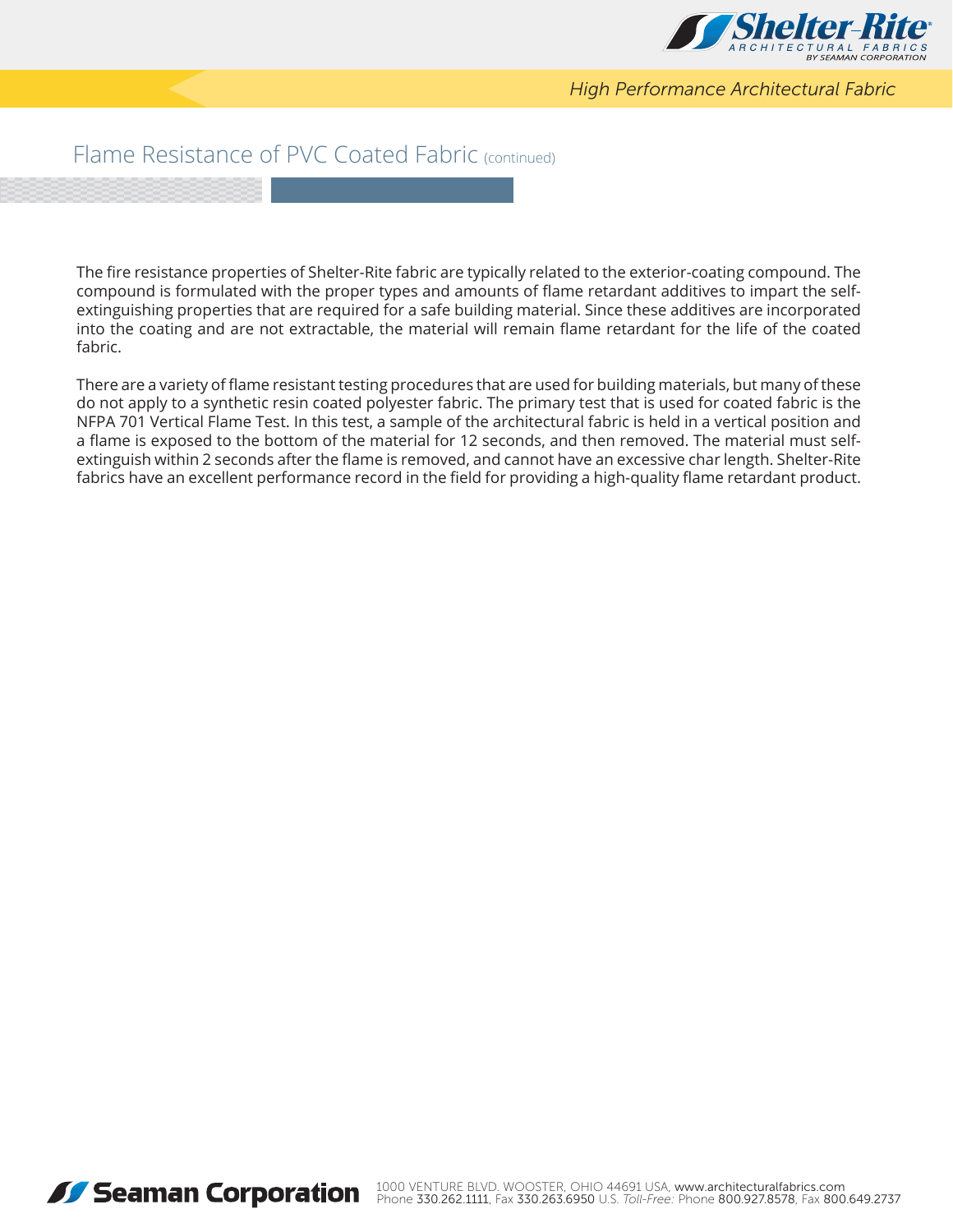## Flame Resistance of PVC Coated Fabric (continued)

The fire resistance properties of Shelter-Rite fabric are typically related to the exterior-coating compound. The compound is formulated with the proper types and amounts of flame retardant additives to impart the self-extinguishing properties that are required for a safe building material. Since these additives are incorporated into the coating and are not extractable, the material will remain flame retardant for the life of the coated fabric.

There are a variety of flame resistant testing procedures that are used for building materials, but many of these do not apply to a synthetic resin coated polyester fabric. The primary test that is used for coated fabric is the NFPA 701 Vertical Flame Test. In this test, a sample of the architectural fabric is held in a vertical position and a flame is exposed to the bottom of the material for 12 seconds, and then removed. The material must self-extinguish within 2 seconds after the flame is removed, and cannot have an excessive char length. Shelter-Rite fabrics have an excellent performance record in the field for providing a high-quality flame retardant product.